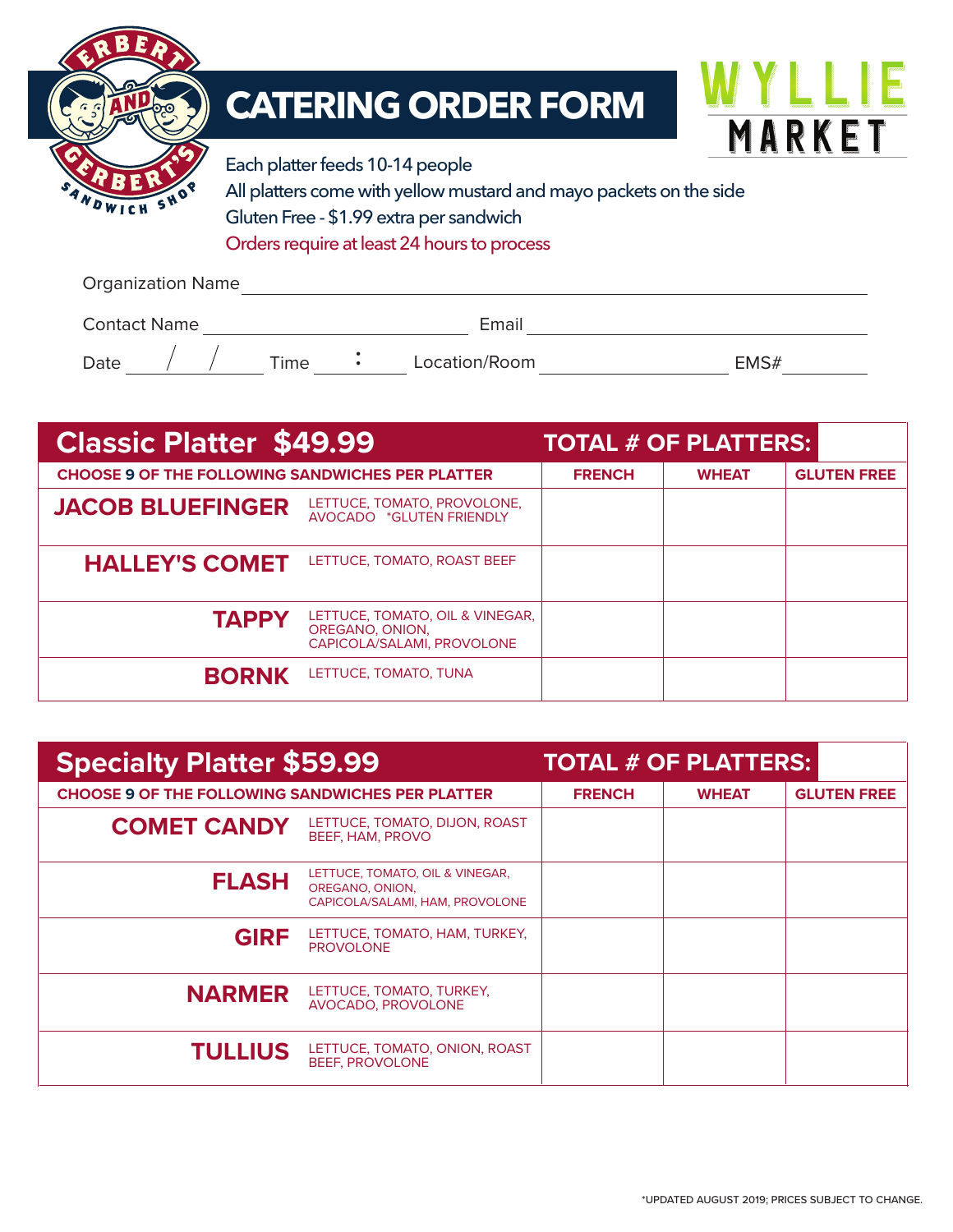Erbert and Gerbert's Sandwich Shop

# CATERING ORDER FORM

WYLLIE MARKET

Each platter feeds 10-14 people
All platters come with yellow mustard and mayo packets on the side
Gluten Free - $1.99 extra per sandwich
Orders require at least 24 hours to process

Organization Name ____________________

Contact Name ____________________ Email ____________________

Date ___ / ___ / ___ Time ___ : ___ Location/Room ____________________ EMS# __________

| Classic Platter $49.99 | | TOTAL # OF PLATTERS: | | |
|---|---|---|---|---|
| CHOOSE 9 OF THE FOLLOWING SANDWICHES PER PLATTER | | FRENCH | WHEAT | GLUTEN FREE |
| **JACOB BLUEFINGER** | LETTUCE, TOMATO, PROVOLONE, AVOCADO *GLUTEN FRIENDLY | | | |
| **HALLEY'S COMET** | LETTUCE, TOMATO, ROAST BEEF | | | |
| **TAPPY** | LETTUCE, TOMATO, OIL & VINEGAR, OREGANO, ONION, CAPICOLA/SALAMI, PROVOLONE | | | |
| **BORNK** | LETTUCE, TOMATO, TUNA | | | |

| Specialty Platter $59.99 | | TOTAL # OF PLATTERS: | | |
|---|---|---|---|---|
| CHOOSE 9 OF THE FOLLOWING SANDWICHES PER PLATTER | | FRENCH | WHEAT | GLUTEN FREE |
| **COMET CANDY** | LETTUCE, TOMATO, DIJON, ROAST BEEF, HAM, PROVO | | | |
| **FLASH** | LETTUCE, TOMATO, OIL & VINEGAR, OREGANO, ONION, CAPICOLA/SALAMI, HAM, PROVOLONE | | | |
| **GIRF** | LETTUCE, TOMATO, HAM, TURKEY, PROVOLONE | | | |
| **NARMER** | LETTUCE, TOMATO, TURKEY, AVOCADO, PROVOLONE | | | |
| **TULLIUS** | LETTUCE, TOMATO, ONION, ROAST BEEF, PROVOLONE | | | |

*UPDATED AUGUST 2019; PRICES SUBJECT TO CHANGE.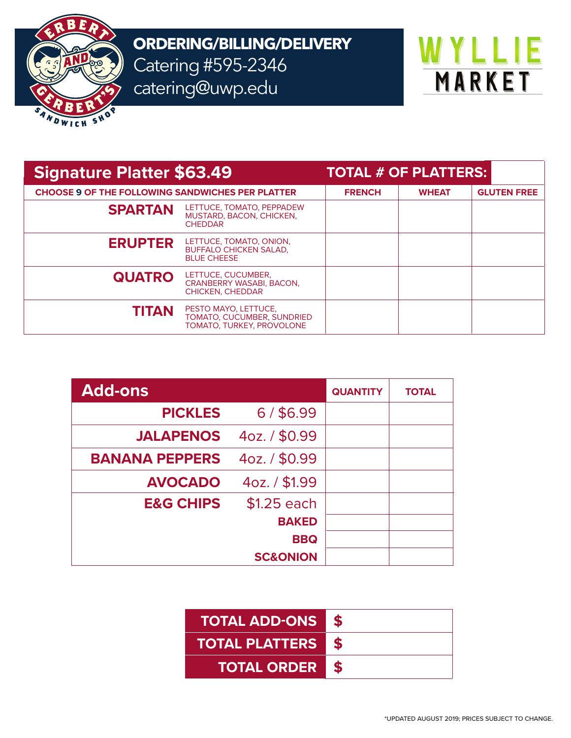**ORDERING/BILLING/DELIVERY**
Catering #595-2346
catering@uwp.edu

WYLLIE MARKET

| Signature Platter $63.49 | | TOTAL # OF PLATTERS: | | |
|---|---|---|---|---|
| CHOOSE 9 OF THE FOLLOWING SANDWICHES PER PLATTER | | FRENCH | WHEAT | GLUTEN FREE |
| **SPARTAN** | LETTUCE, TOMATO, PEPPADEW MUSTARD, BACON, CHICKEN, CHEDDAR | | | |
| **ERUPTER** | LETTUCE, TOMATO, ONION, BUFFALO CHICKEN SALAD, BLUE CHEESE | | | |
| **QUATRO** | LETTUCE, CUCUMBER, CRANBERRY WASABI, BACON, CHICKEN, CHEDDAR | | | |
| **TITAN** | PESTO MAYO, LETTUCE, TOMATO, CUCUMBER, SUNDRIED TOMATO, TURKEY, PROVOLONE | | | |

| Add-ons | | QUANTITY | TOTAL |
|---|---|---|---|
| **PICKLES** | 6 / $6.99 | | |
| **JALAPENOS** | 4oz. / $0.99 | | |
| **BANANA PEPPERS** | 4oz. / $0.99 | | |
| **AVOCADO** | 4oz. / $1.99 | | |
| **E&G CHIPS** | $1.25 each | | |
| | **BAKED** | | |
| | **BBQ** | | |
| | **SC&ONION** | | |

| | |
|---|---|
| **TOTAL ADD-ONS** | $ |
| **TOTAL PLATTERS** | $ |
| **TOTAL ORDER** | $ |

*UPDATED AUGUST 2019; PRICES SUBJECT TO CHANGE.